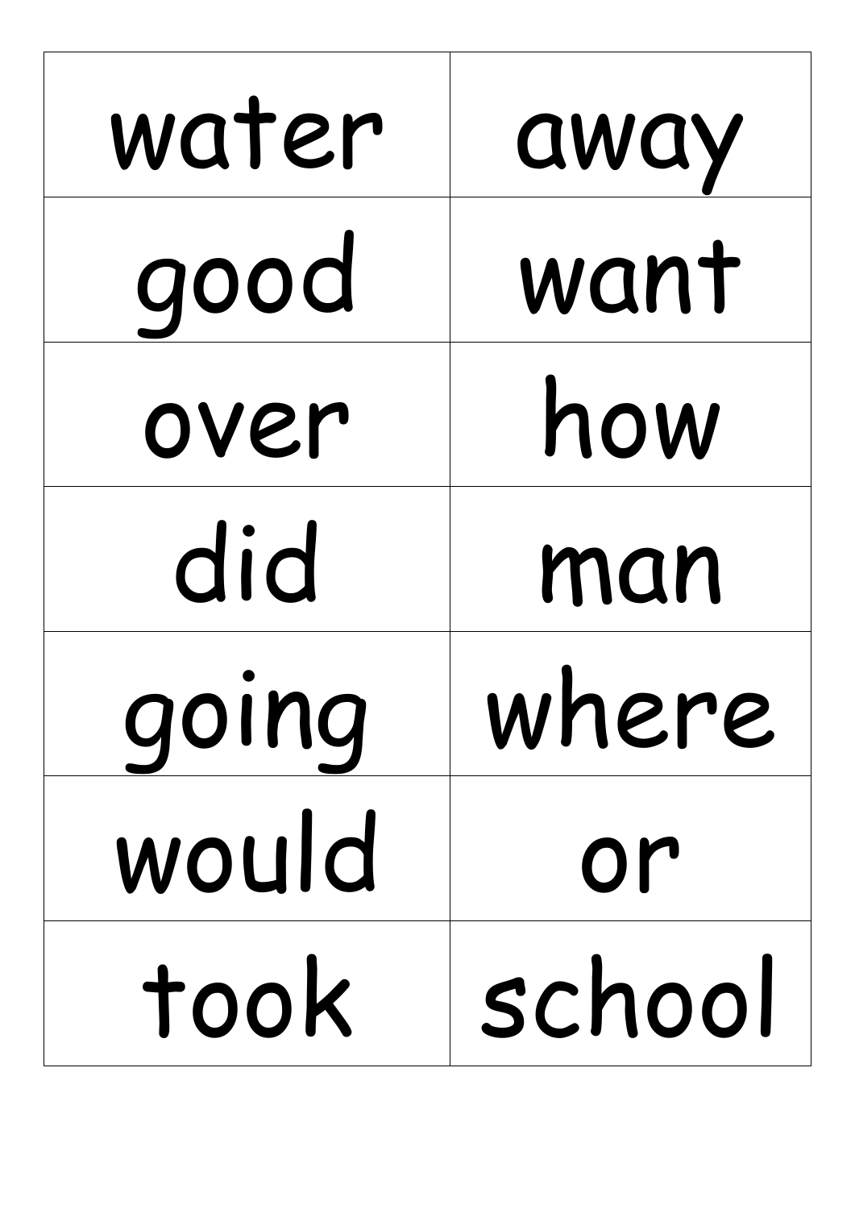| | |
|---|---|
| water | away |
| good | want |
| over | how |
| did | man |
| going | where |
| would | or |
| took | school |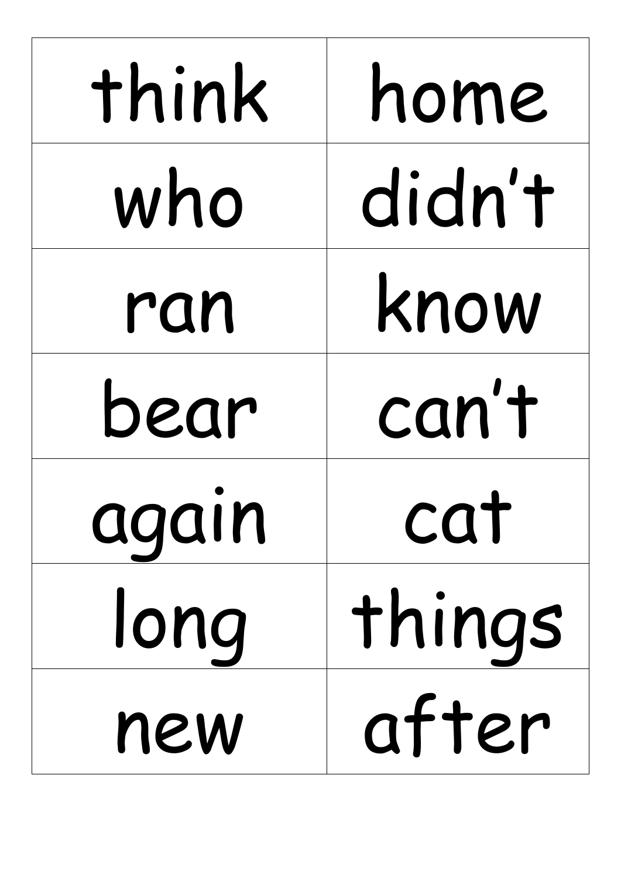| | |
|---|---|
| think | home |
| who | didn't |
| ran | know |
| bear | can't |
| again | cat |
| long | things |
| new | after |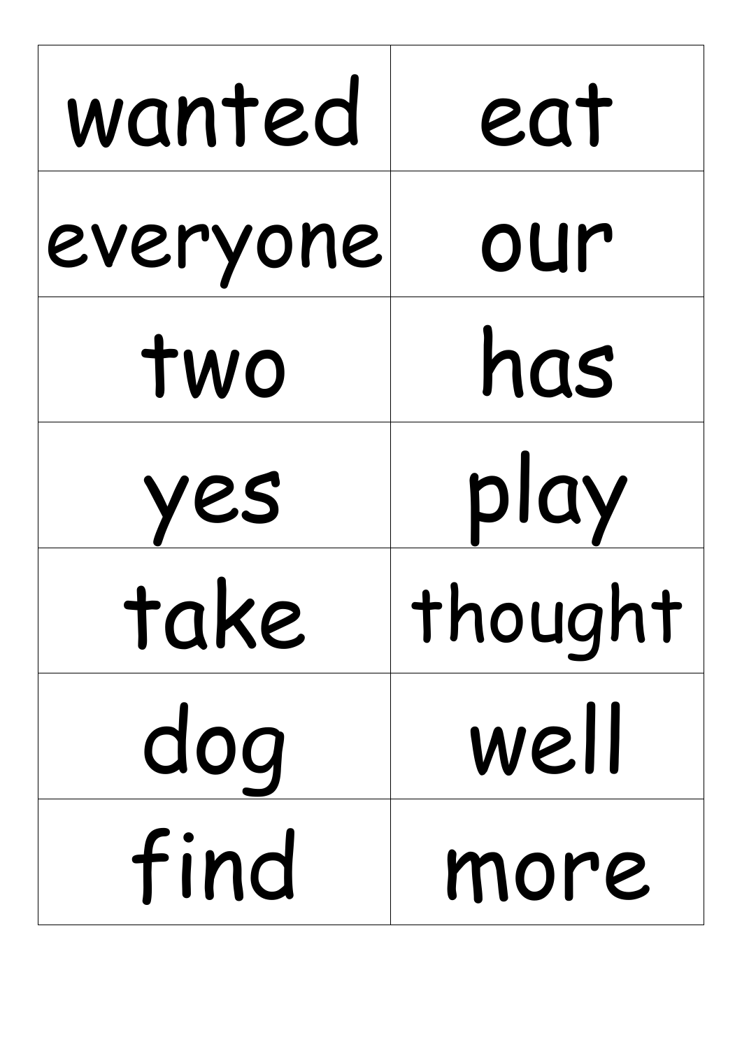| | |
|---|---|
| wanted | eat |
| everyone | our |
| two | has |
| yes | play |
| take | thought |
| dog | well |
| find | more |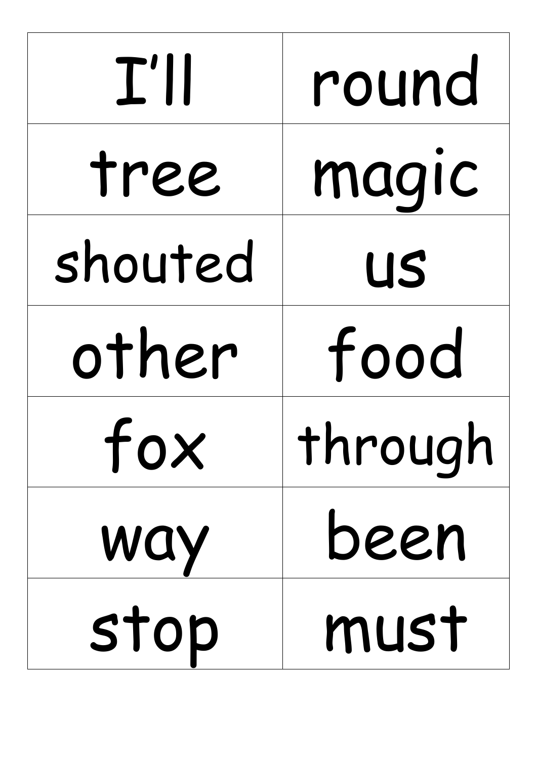| | |
|---|---|
| I'll | round |
| tree | magic |
| shouted | us |
| other | food |
| fox | through |
| way | been |
| stop | must |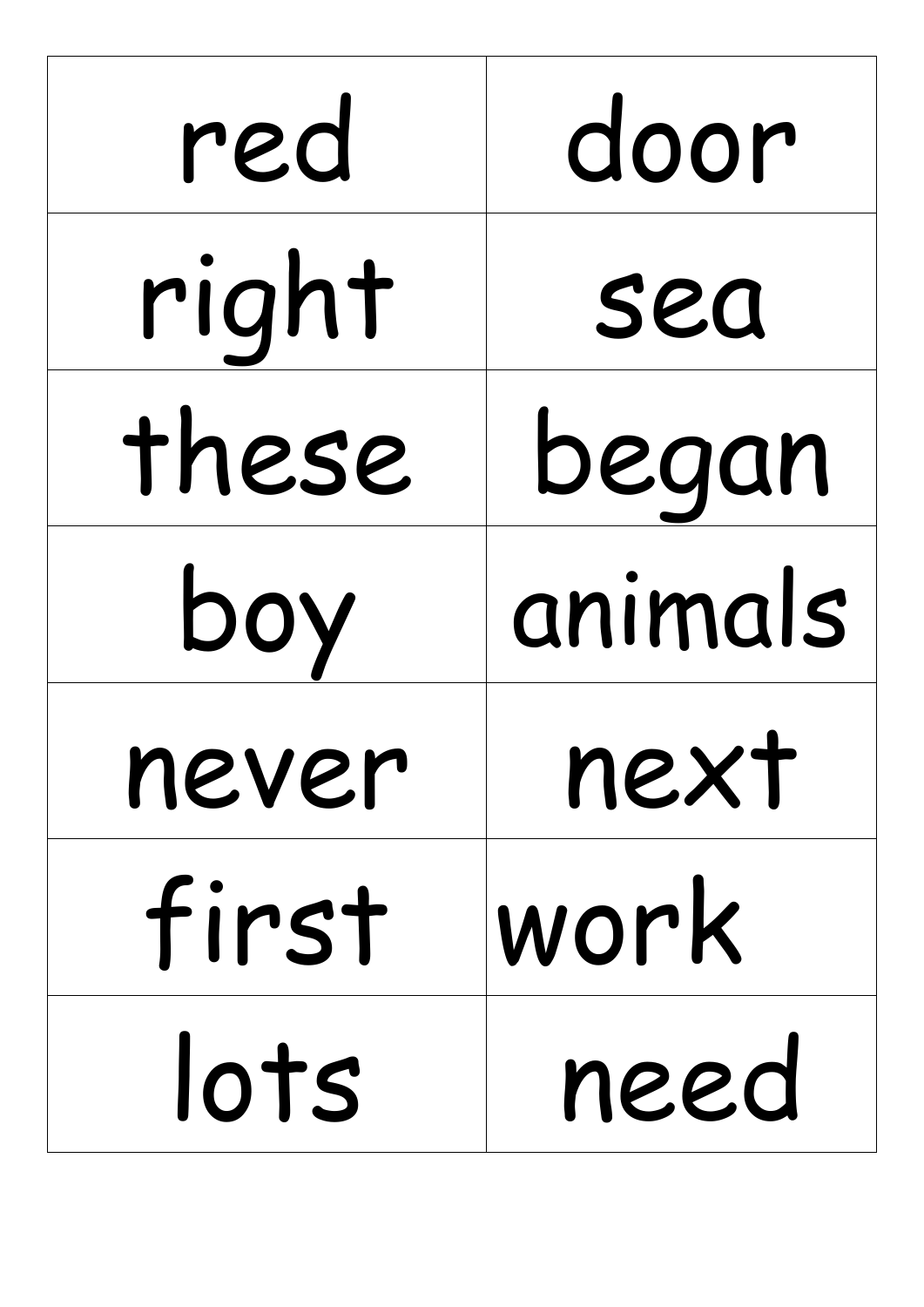| | |
|---|---|
| red | door |
| right | sea |
| these | began |
| boy | animals |
| never | next |
| first | work |
| lots | need |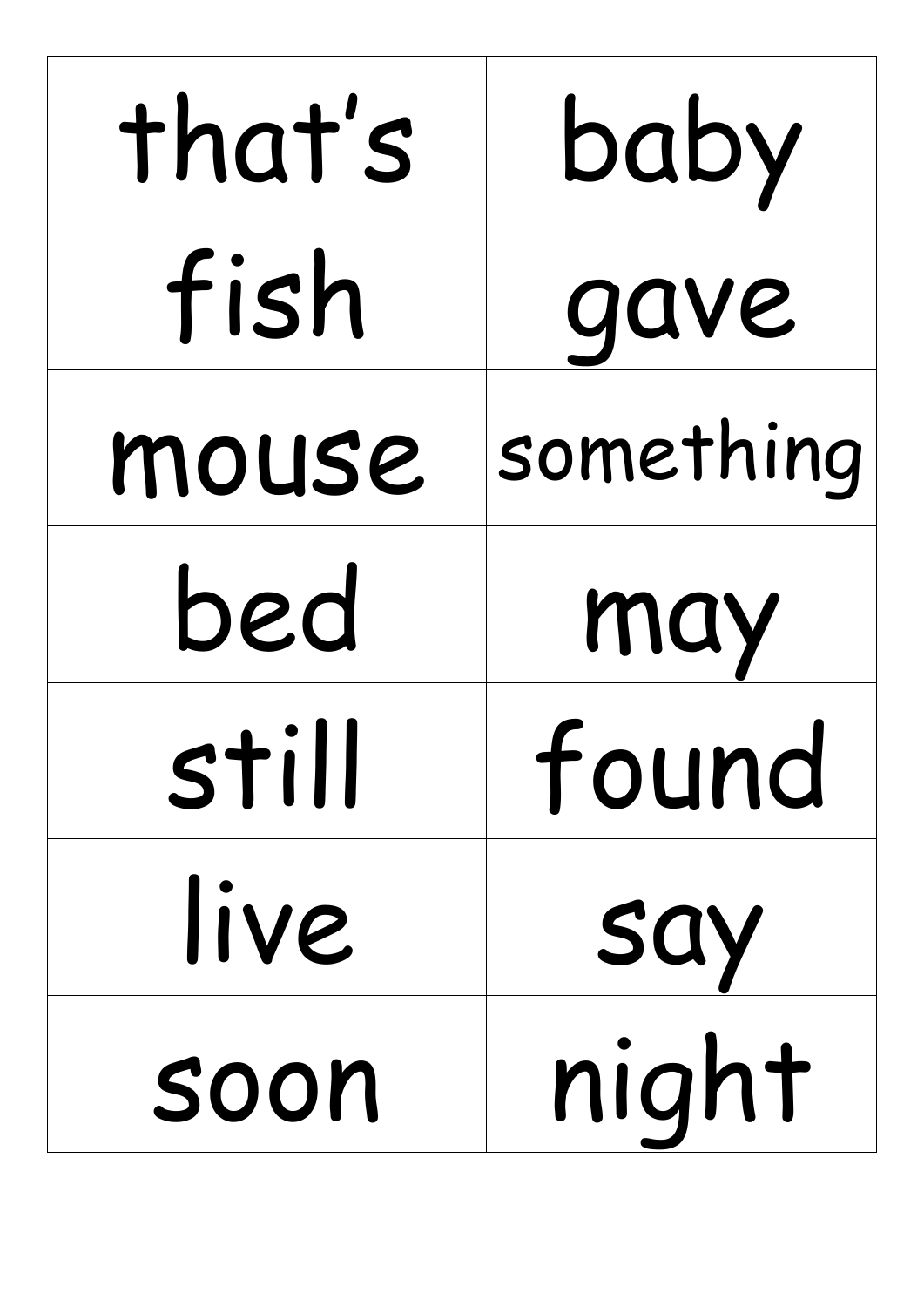| | |
|---|---|
| that's | baby |
| fish | gave |
| mouse | something |
| bed | may |
| still | found |
| live | say |
| soon | night |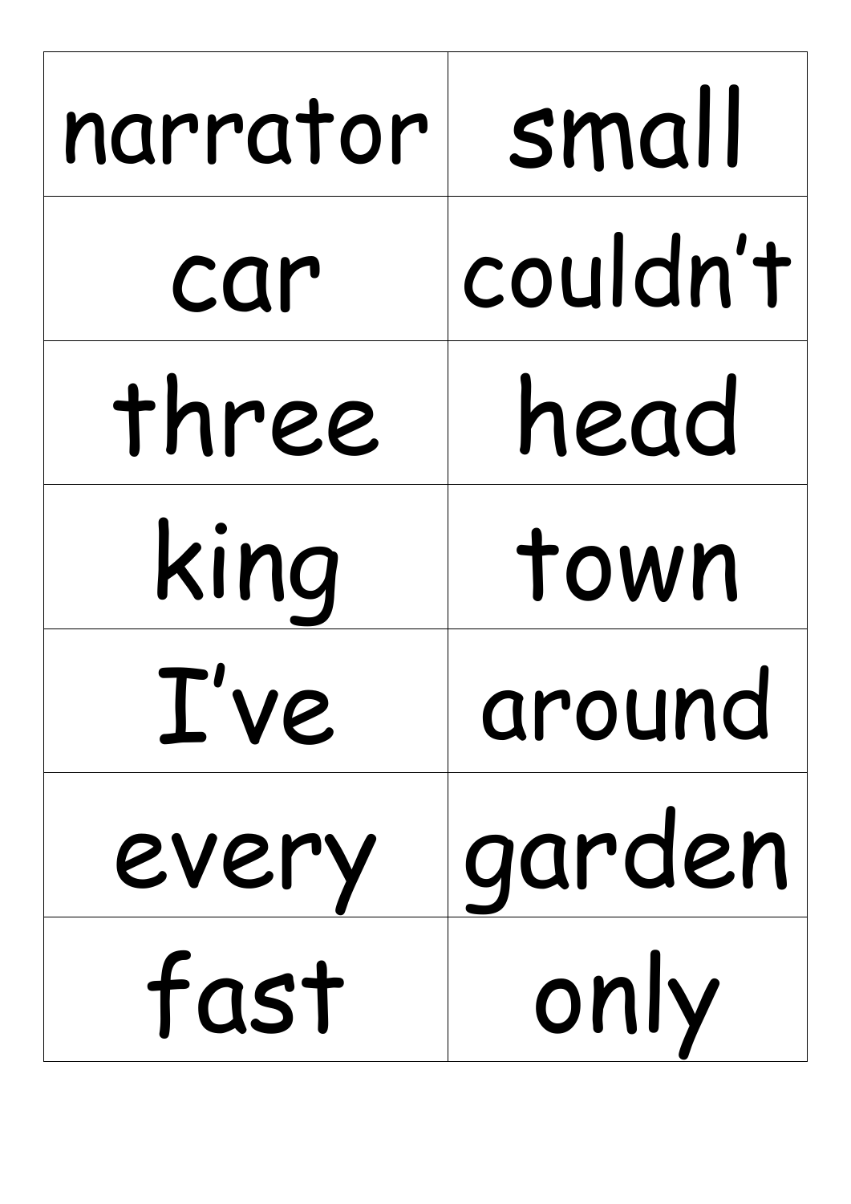| | |
|---|---|
| narrator | small |
| car | couldn't |
| three | head |
| king | town |
| I've | around |
| every | garden |
| fast | only |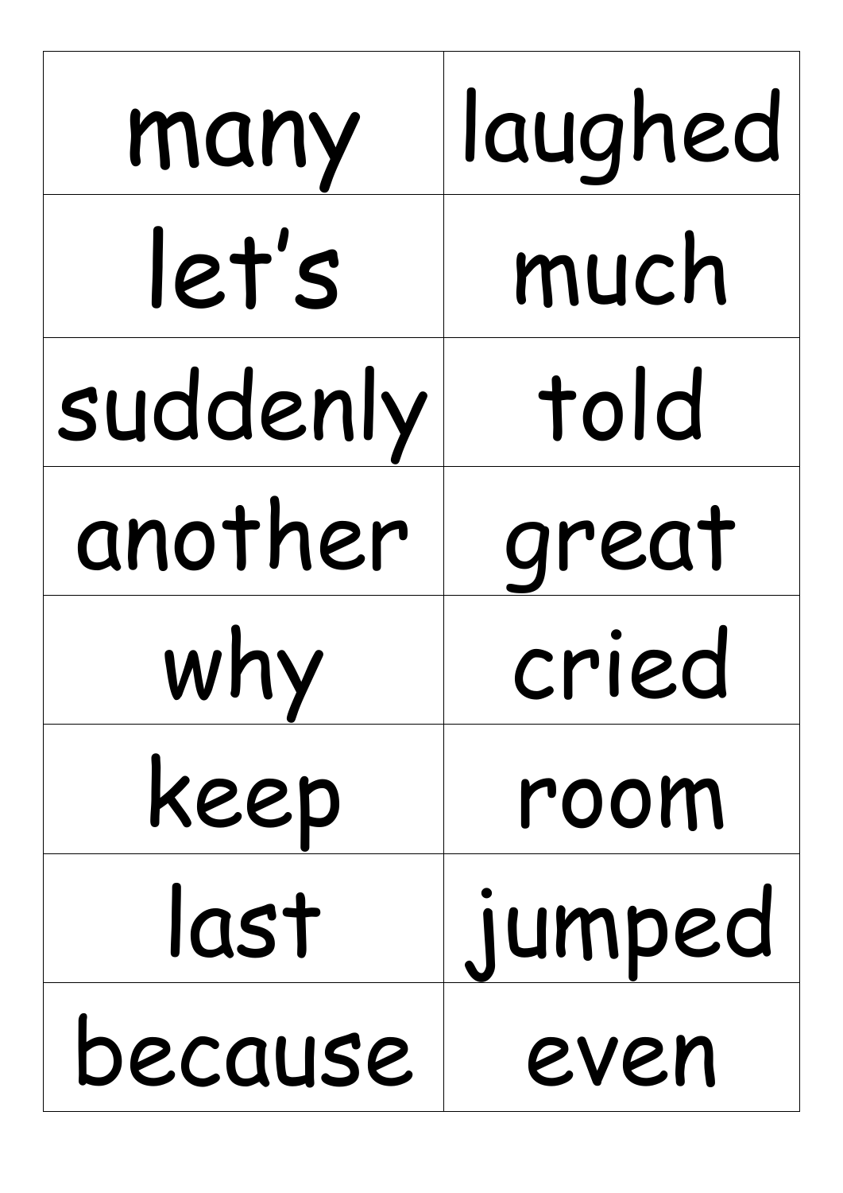| | |
|---|---|
| many | laughed |
| let's | much |
| suddenly | told |
| another | great |
| why | cried |
| keep | room |
| last | jumped |
| because | even |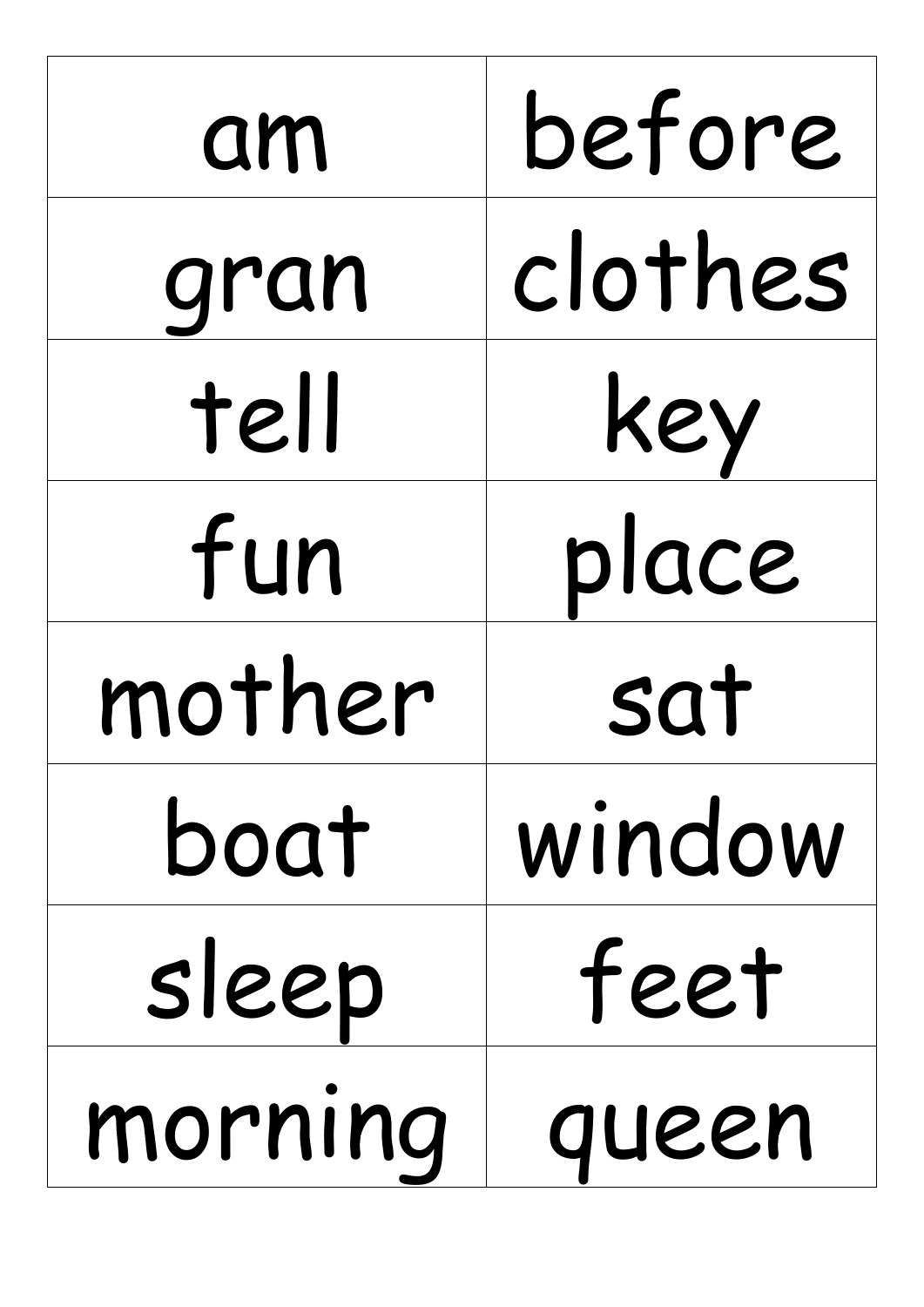| | |
|---|---|
| am | before |
| gran | clothes |
| tell | key |
| fun | place |
| mother | sat |
| boat | window |
| sleep | feet |
| morning | queen |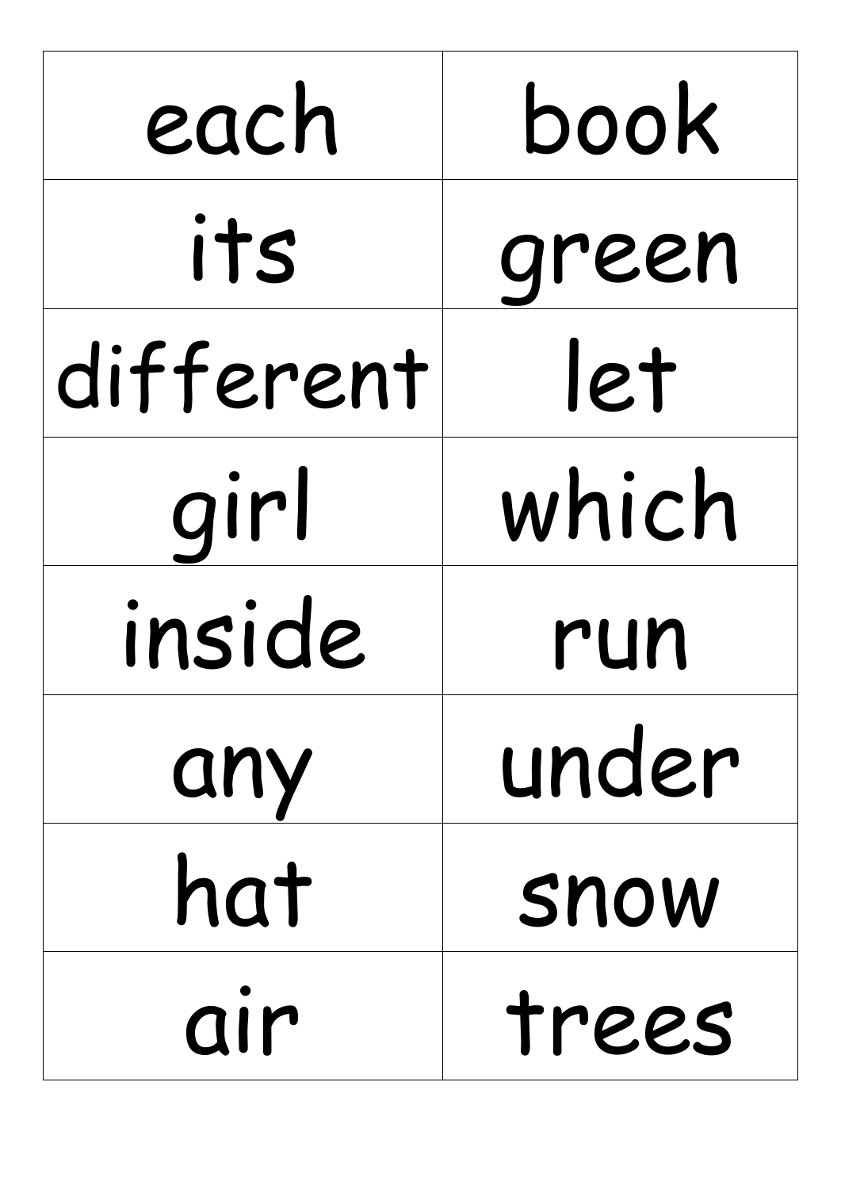| | |
|---|---|
| each | book |
| its | green |
| different | let |
| girl | which |
| inside | run |
| any | under |
| hat | snow |
| air | trees |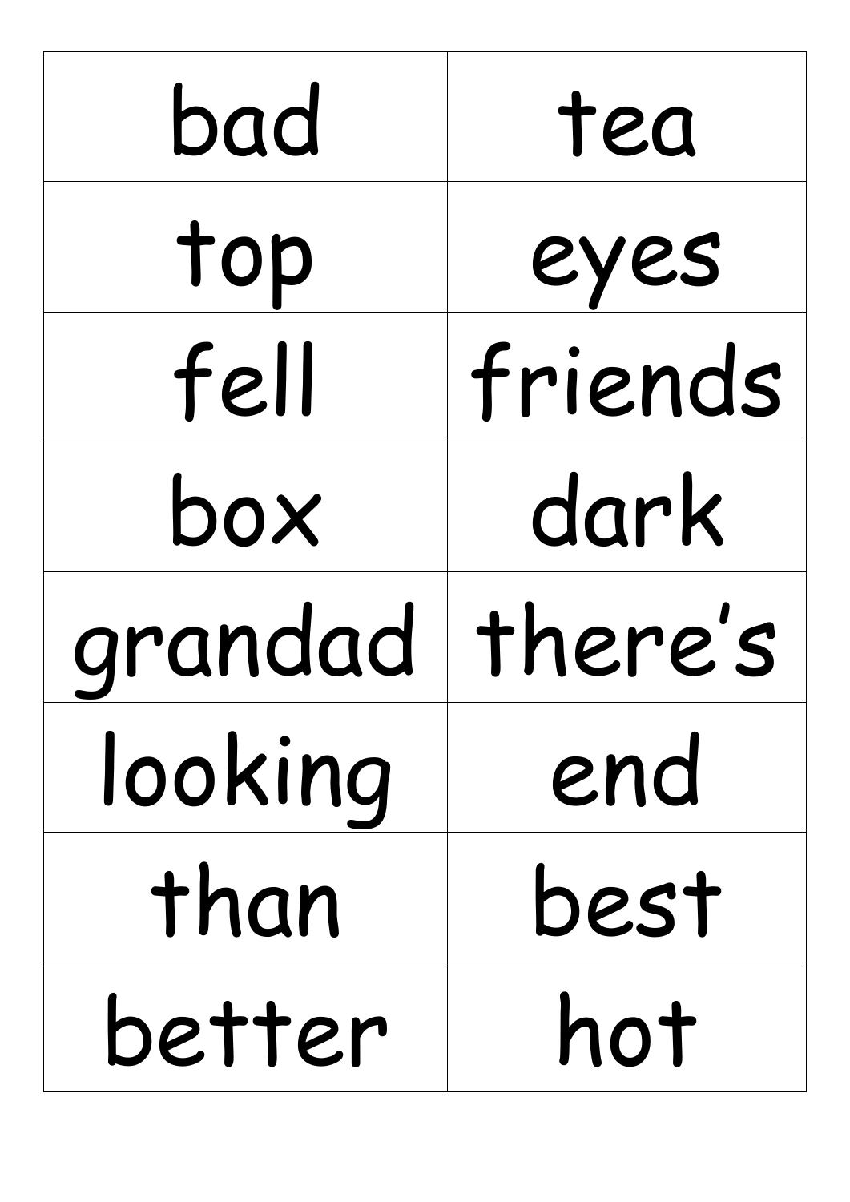| | |
|---|---|
| bad | tea |
| top | eyes |
| fell | friends |
| box | dark |
| grandad | there's |
| looking | end |
| than | best |
| better | hot |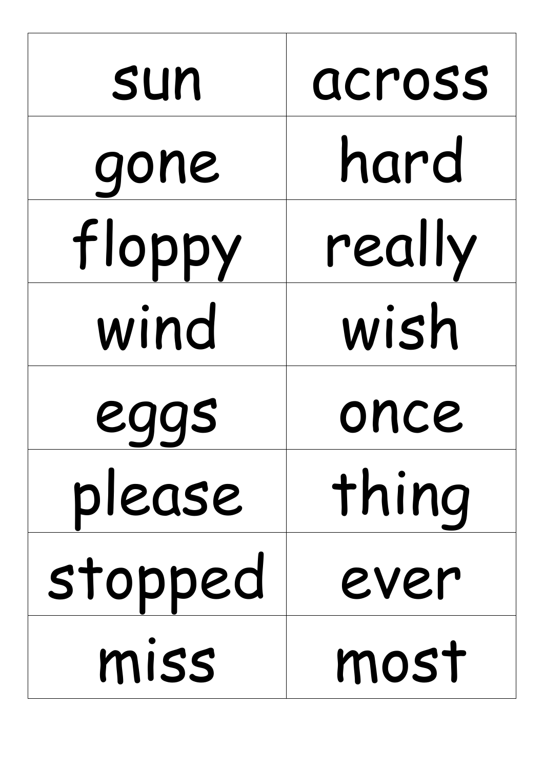| | |
|---|---|
| sun | across |
| gone | hard |
| floppy | really |
| wind | wish |
| eggs | once |
| please | thing |
| stopped | ever |
| miss | most |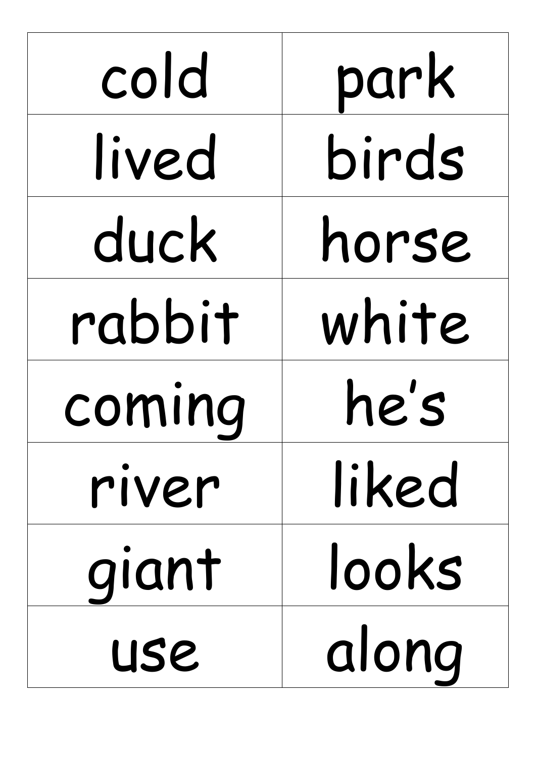| | |
|---|---|
| cold | park |
| lived | birds |
| duck | horse |
| rabbit | white |
| coming | he's |
| river | liked |
| giant | looks |
| use | along |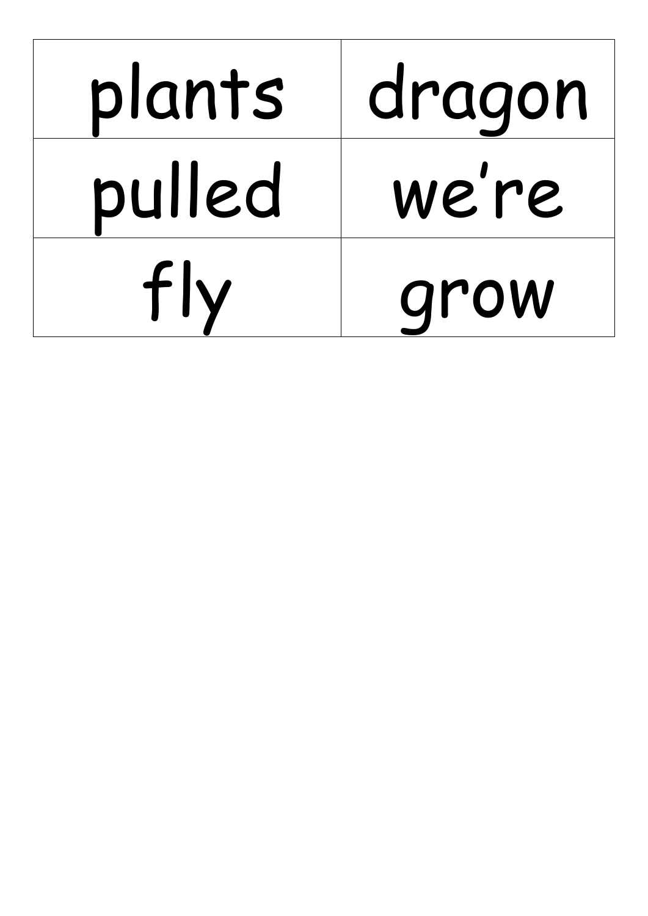| | |
|---|---|
| plants | dragon |
| pulled | we're |
| fly | grow |